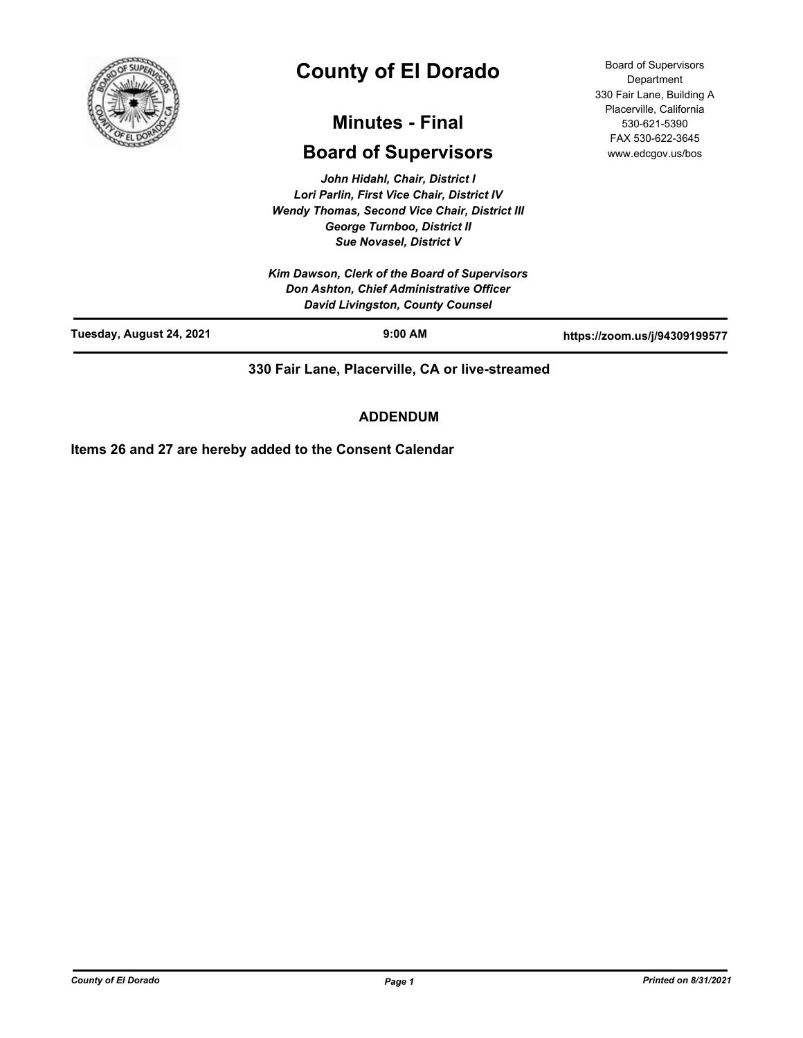# County of El Dorado

## Minutes - Final

## Board of Supervisors

Board of Supervisors Department
330 Fair Lane, Building A
Placerville, California
530-621-5390
FAX 530-622-3645
www.edcgov.us/bos

*John Hidahl, Chair, District I*
*Lori Parlin, First Vice Chair, District IV*
*Wendy Thomas, Second Vice Chair, District III*
*George Turnboo, District II*
*Sue Novasel, District V*

*Kim Dawson, Clerk of the Board of Supervisors*
*Don Ashton, Chief Administrative Officer*
*David Livingston, County Counsel*

| Tuesday, August 24, 2021 | 9:00 AM | https://zoom.us/j/94309199577 |
|---|---|---|

**330 Fair Lane, Placerville, CA or live-streamed**

**ADDENDUM**

**Items 26 and 27 are hereby added to the Consent Calendar**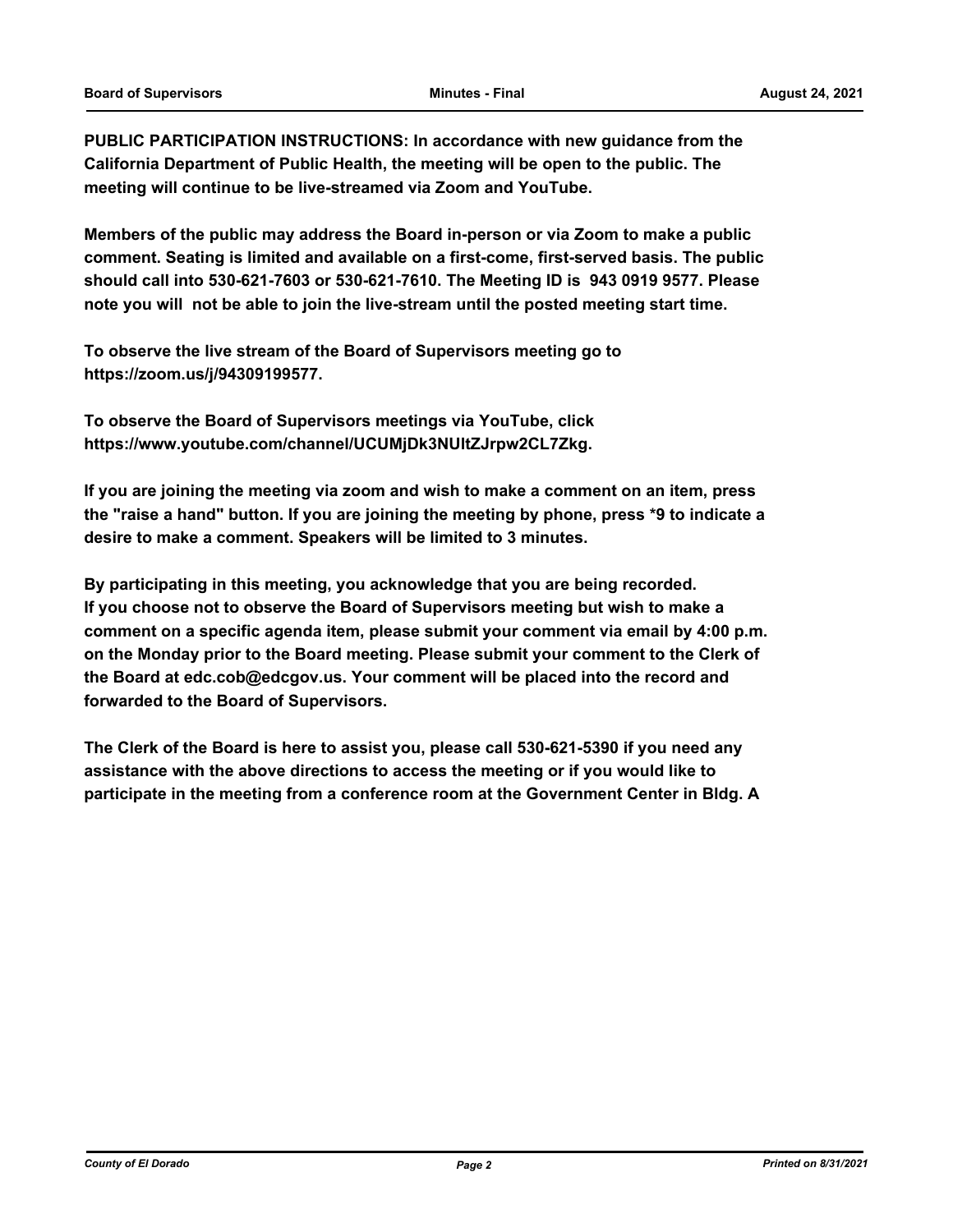**PUBLIC PARTICIPATION INSTRUCTIONS: In accordance with new guidance from the California Department of Public Health, the meeting will be open to the public. The meeting will continue to be live-streamed via Zoom and YouTube.**

**Members of the public may address the Board in-person or via Zoom to make a public comment. Seating is limited and available on a first-come, first-served basis. The public should call into 530-621-7603 or 530-621-7610. The Meeting ID is 943 0919 9577. Please note you will not be able to join the live-stream until the posted meeting start time.**

**To observe the live stream of the Board of Supervisors meeting go to https://zoom.us/j/94309199577.**

**To observe the Board of Supervisors meetings via YouTube, click https://www.youtube.com/channel/UCUMjDk3NUltZJrpw2CL7Zkg.**

**If you are joining the meeting via zoom and wish to make a comment on an item, press the "raise a hand" button. If you are joining the meeting by phone, press *9 to indicate a desire to make a comment. Speakers will be limited to 3 minutes.**

**By participating in this meeting, you acknowledge that you are being recorded. If you choose not to observe the Board of Supervisors meeting but wish to make a comment on a specific agenda item, please submit your comment via email by 4:00 p.m. on the Monday prior to the Board meeting. Please submit your comment to the Clerk of the Board at edc.cob@edcgov.us. Your comment will be placed into the record and forwarded to the Board of Supervisors.**

**The Clerk of the Board is here to assist you, please call 530-621-5390 if you need any assistance with the above directions to access the meeting or if you would like to participate in the meeting from a conference room at the Government Center in Bldg. A**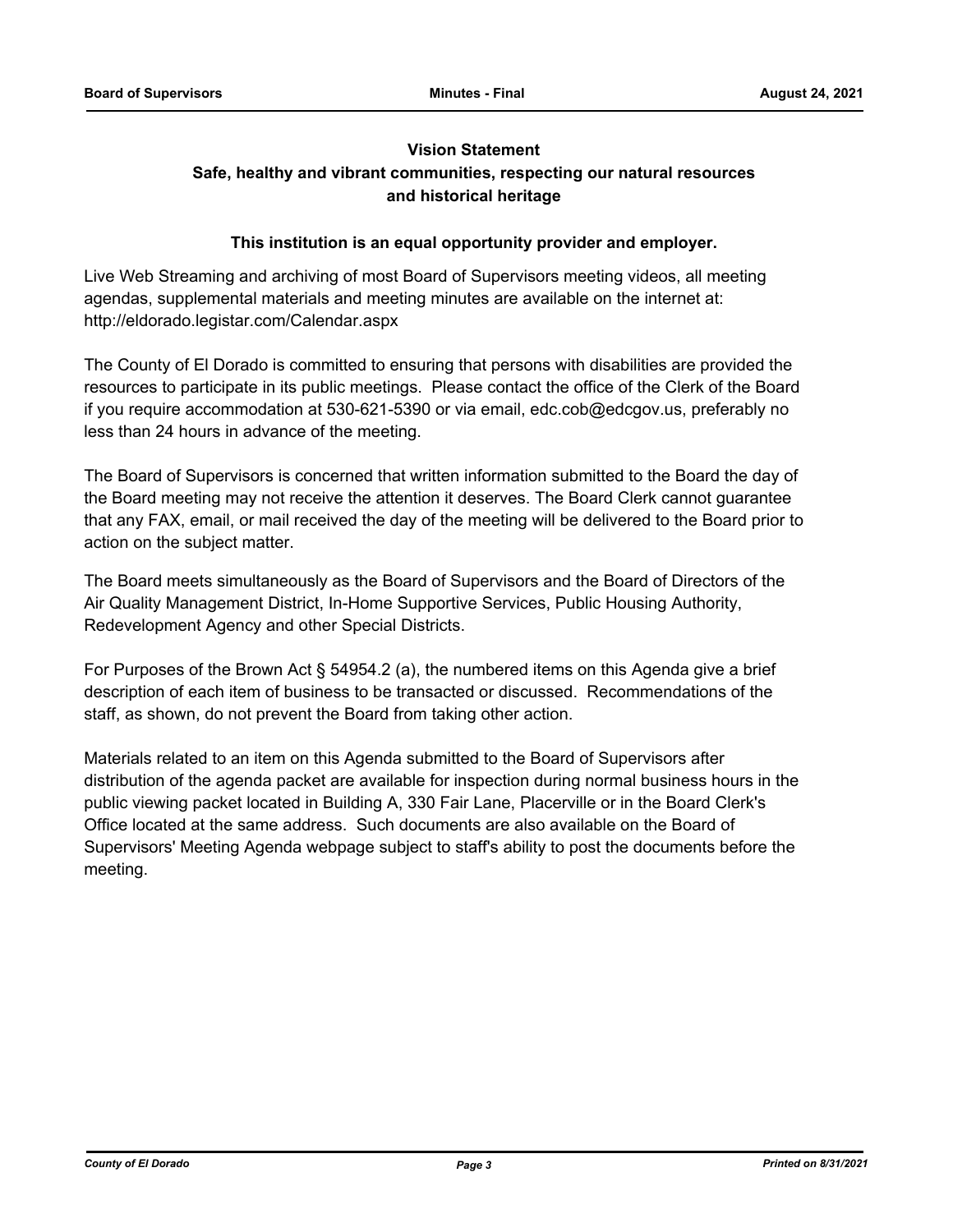**Vision Statement**

**Safe, healthy and vibrant communities, respecting our natural resources and historical heritage**

**This institution is an equal opportunity provider and employer.**

Live Web Streaming and archiving of most Board of Supervisors meeting videos, all meeting agendas, supplemental materials and meeting minutes are available on the internet at: http://eldorado.legistar.com/Calendar.aspx

The County of El Dorado is committed to ensuring that persons with disabilities are provided the resources to participate in its public meetings. Please contact the office of the Clerk of the Board if you require accommodation at 530-621-5390 or via email, edc.cob@edcgov.us, preferably no less than 24 hours in advance of the meeting.

The Board of Supervisors is concerned that written information submitted to the Board the day of the Board meeting may not receive the attention it deserves. The Board Clerk cannot guarantee that any FAX, email, or mail received the day of the meeting will be delivered to the Board prior to action on the subject matter.

The Board meets simultaneously as the Board of Supervisors and the Board of Directors of the Air Quality Management District, In-Home Supportive Services, Public Housing Authority, Redevelopment Agency and other Special Districts.

For Purposes of the Brown Act § 54954.2 (a), the numbered items on this Agenda give a brief description of each item of business to be transacted or discussed. Recommendations of the staff, as shown, do not prevent the Board from taking other action.

Materials related to an item on this Agenda submitted to the Board of Supervisors after distribution of the agenda packet are available for inspection during normal business hours in the public viewing packet located in Building A, 330 Fair Lane, Placerville or in the Board Clerk's Office located at the same address. Such documents are also available on the Board of Supervisors' Meeting Agenda webpage subject to staff's ability to post the documents before the meeting.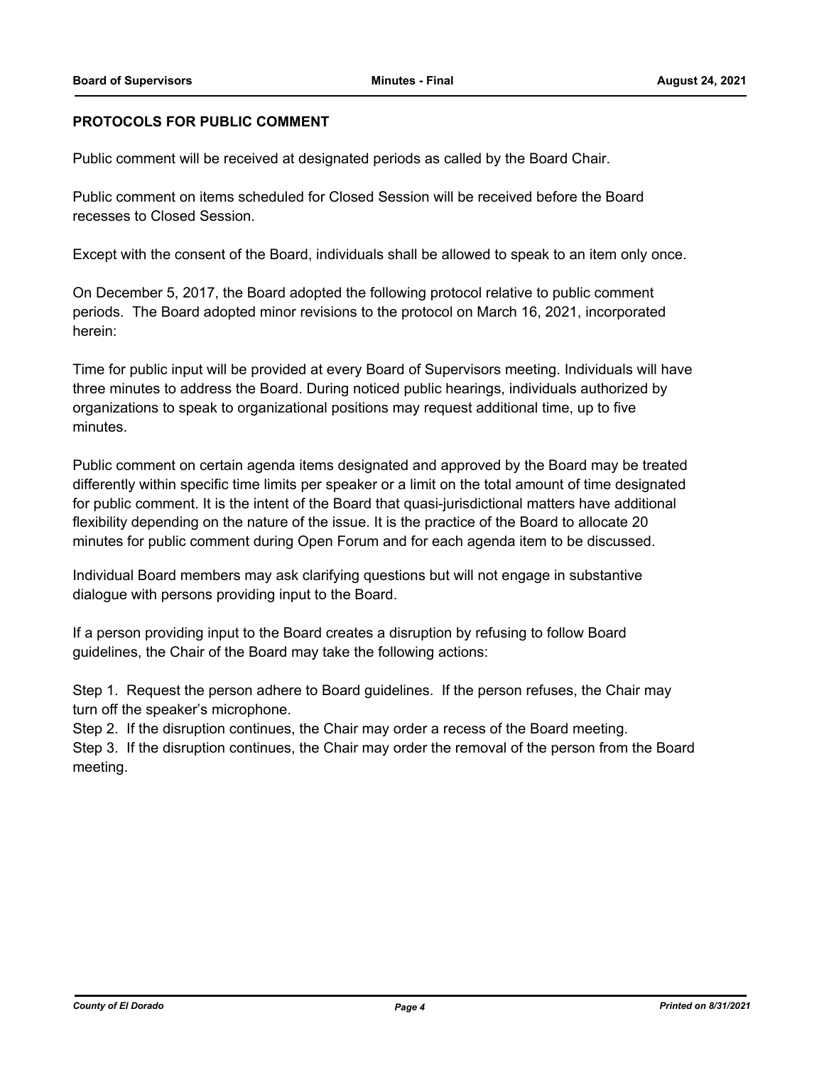## PROTOCOLS FOR PUBLIC COMMENT

Public comment will be received at designated periods as called by the Board Chair.

Public comment on items scheduled for Closed Session will be received before the Board recesses to Closed Session.

Except with the consent of the Board, individuals shall be allowed to speak to an item only once.

On December 5, 2017, the Board adopted the following protocol relative to public comment periods. The Board adopted minor revisions to the protocol on March 16, 2021, incorporated herein:

Time for public input will be provided at every Board of Supervisors meeting. Individuals will have three minutes to address the Board. During noticed public hearings, individuals authorized by organizations to speak to organizational positions may request additional time, up to five minutes.

Public comment on certain agenda items designated and approved by the Board may be treated differently within specific time limits per speaker or a limit on the total amount of time designated for public comment. It is the intent of the Board that quasi-jurisdictional matters have additional flexibility depending on the nature of the issue. It is the practice of the Board to allocate 20 minutes for public comment during Open Forum and for each agenda item to be discussed.

Individual Board members may ask clarifying questions but will not engage in substantive dialogue with persons providing input to the Board.

If a person providing input to the Board creates a disruption by refusing to follow Board guidelines, the Chair of the Board may take the following actions:

Step 1. Request the person adhere to Board guidelines. If the person refuses, the Chair may turn off the speaker's microphone.
Step 2. If the disruption continues, the Chair may order a recess of the Board meeting.
Step 3. If the disruption continues, the Chair may order the removal of the person from the Board meeting.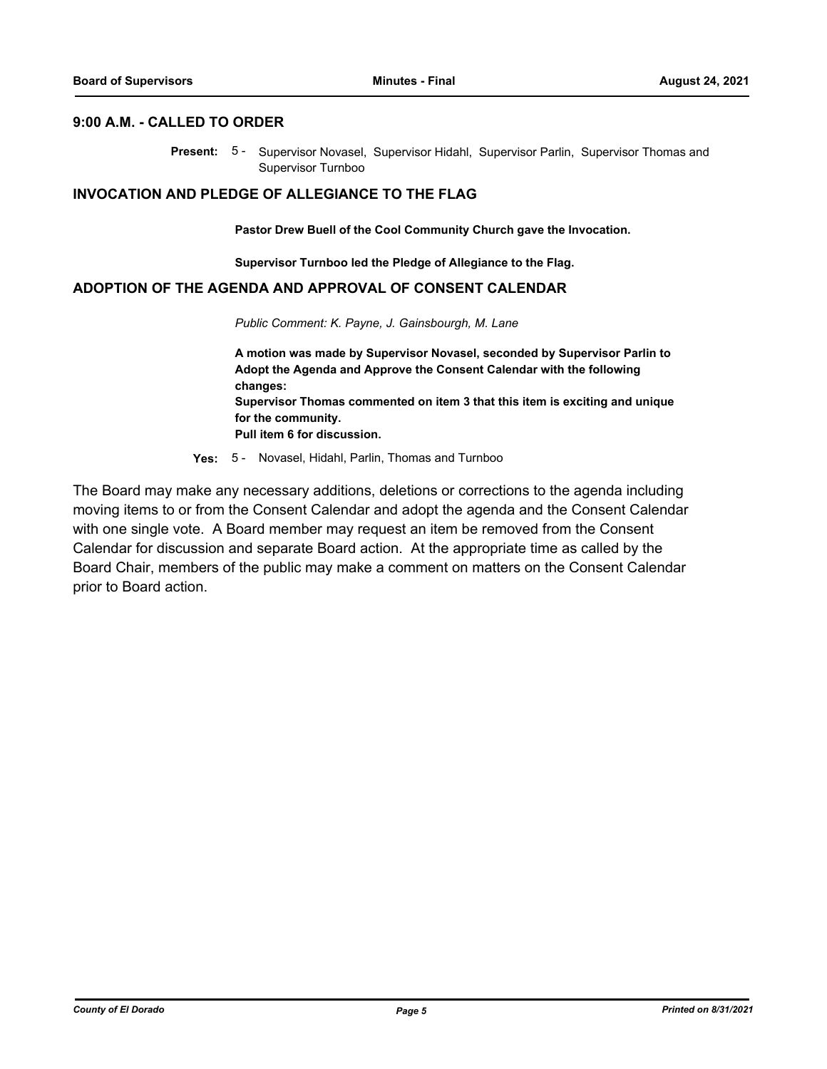## 9:00 A.M. - CALLED TO ORDER

**Present:** 5 - Supervisor Novasel, Supervisor Hidahl, Supervisor Parlin, Supervisor Thomas and Supervisor Turnboo

## INVOCATION AND PLEDGE OF ALLEGIANCE TO THE FLAG

**Pastor Drew Buell of the Cool Community Church gave the Invocation.**

**Supervisor Turnboo led the Pledge of Allegiance to the Flag.**

## ADOPTION OF THE AGENDA AND APPROVAL OF CONSENT CALENDAR

*Public Comment: K. Payne, J. Gainsbourgh, M. Lane*

**A motion was made by Supervisor Novasel, seconded by Supervisor Parlin to Adopt the Agenda and Approve the Consent Calendar with the following changes:**
**Supervisor Thomas commented on item 3 that this item is exciting and unique for the community.**
**Pull item 6 for discussion.**

**Yes:** 5 - Novasel, Hidahl, Parlin, Thomas and Turnboo

The Board may make any necessary additions, deletions or corrections to the agenda including moving items to or from the Consent Calendar and adopt the agenda and the Consent Calendar with one single vote. A Board member may request an item be removed from the Consent Calendar for discussion and separate Board action. At the appropriate time as called by the Board Chair, members of the public may make a comment on matters on the Consent Calendar prior to Board action.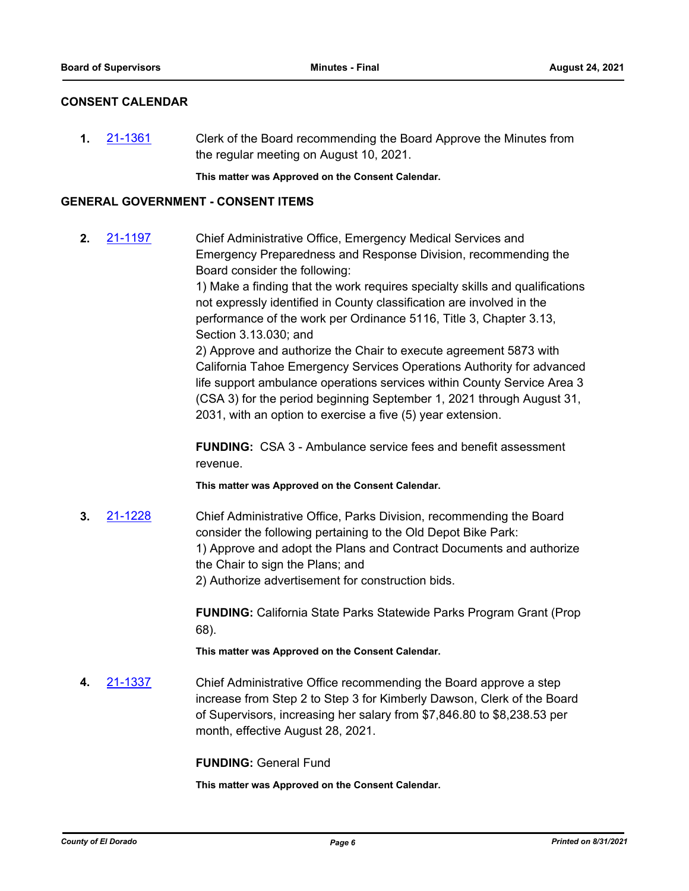## CONSENT CALENDAR

**1.** 21-1361 Clerk of the Board recommending the Board Approve the Minutes from the regular meeting on August 10, 2021.

**This matter was Approved on the Consent Calendar.**

## GENERAL GOVERNMENT - CONSENT ITEMS

**2.** 21-1197 Chief Administrative Office, Emergency Medical Services and Emergency Preparedness and Response Division, recommending the Board consider the following:
1) Make a finding that the work requires specialty skills and qualifications not expressly identified in County classification are involved in the performance of the work per Ordinance 5116, Title 3, Chapter 3.13, Section 3.13.030; and
2) Approve and authorize the Chair to execute agreement 5873 with California Tahoe Emergency Services Operations Authority for advanced life support ambulance operations services within County Service Area 3 (CSA 3) for the period beginning September 1, 2021 through August 31, 2031, with an option to exercise a five (5) year extension.

**FUNDING:** CSA 3 - Ambulance service fees and benefit assessment revenue.

**This matter was Approved on the Consent Calendar.**

**3.** 21-1228 Chief Administrative Office, Parks Division, recommending the Board consider the following pertaining to the Old Depot Bike Park:
1) Approve and adopt the Plans and Contract Documents and authorize the Chair to sign the Plans; and
2) Authorize advertisement for construction bids.

**FUNDING:** California State Parks Statewide Parks Program Grant (Prop 68).

**This matter was Approved on the Consent Calendar.**

**4.** 21-1337 Chief Administrative Office recommending the Board approve a step increase from Step 2 to Step 3 for Kimberly Dawson, Clerk of the Board of Supervisors, increasing her salary from $7,846.80 to $8,238.53 per month, effective August 28, 2021.

**FUNDING:** General Fund

**This matter was Approved on the Consent Calendar.**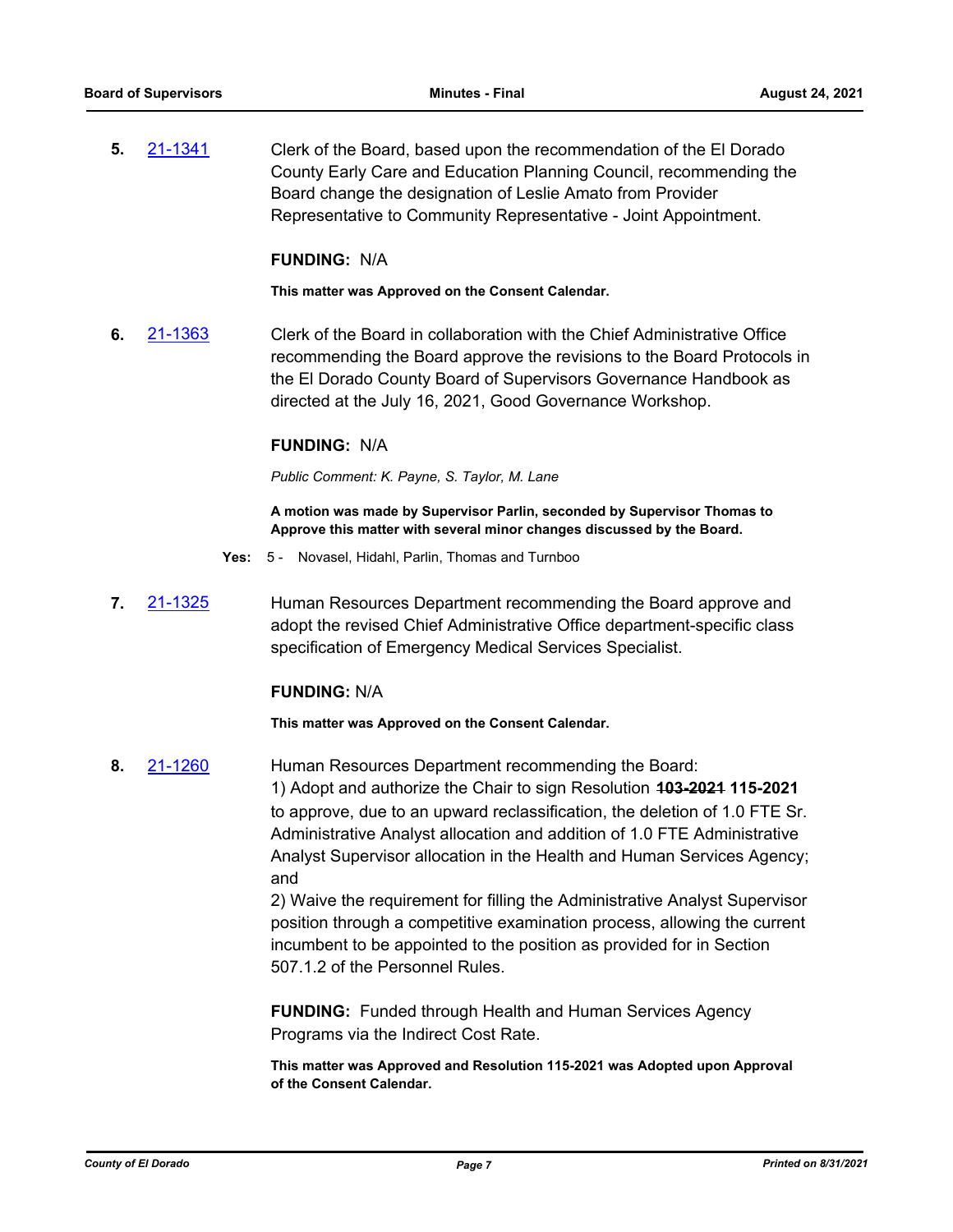**5.** 21-1341 Clerk of the Board, based upon the recommendation of the El Dorado County Early Care and Education Planning Council, recommending the Board change the designation of Leslie Amato from Provider Representative to Community Representative - Joint Appointment.

**FUNDING:** N/A

**This matter was Approved on the Consent Calendar.**

**6.** 21-1363 Clerk of the Board in collaboration with the Chief Administrative Office recommending the Board approve the revisions to the Board Protocols in the El Dorado County Board of Supervisors Governance Handbook as directed at the July 16, 2021, Good Governance Workshop.

**FUNDING:** N/A

*Public Comment: K. Payne, S. Taylor, M. Lane*

**A motion was made by Supervisor Parlin, seconded by Supervisor Thomas to Approve this matter with several minor changes discussed by the Board.**

**Yes:** 5 - Novasel, Hidahl, Parlin, Thomas and Turnboo

**7.** 21-1325 Human Resources Department recommending the Board approve and adopt the revised Chief Administrative Office department-specific class specification of Emergency Medical Services Specialist.

**FUNDING:** N/A

**This matter was Approved on the Consent Calendar.**

**8.** 21-1260 Human Resources Department recommending the Board:
1) Adopt and authorize the Chair to sign Resolution ~~**103-2021**~~ **115-2021** to approve, due to an upward reclassification, the deletion of 1.0 FTE Sr. Administrative Analyst allocation and addition of 1.0 FTE Administrative Analyst Supervisor allocation in the Health and Human Services Agency; and
2) Waive the requirement for filling the Administrative Analyst Supervisor position through a competitive examination process, allowing the current incumbent to be appointed to the position as provided for in Section 507.1.2 of the Personnel Rules.

**FUNDING:** Funded through Health and Human Services Agency Programs via the Indirect Cost Rate.

**This matter was Approved and Resolution 115-2021 was Adopted upon Approval of the Consent Calendar.**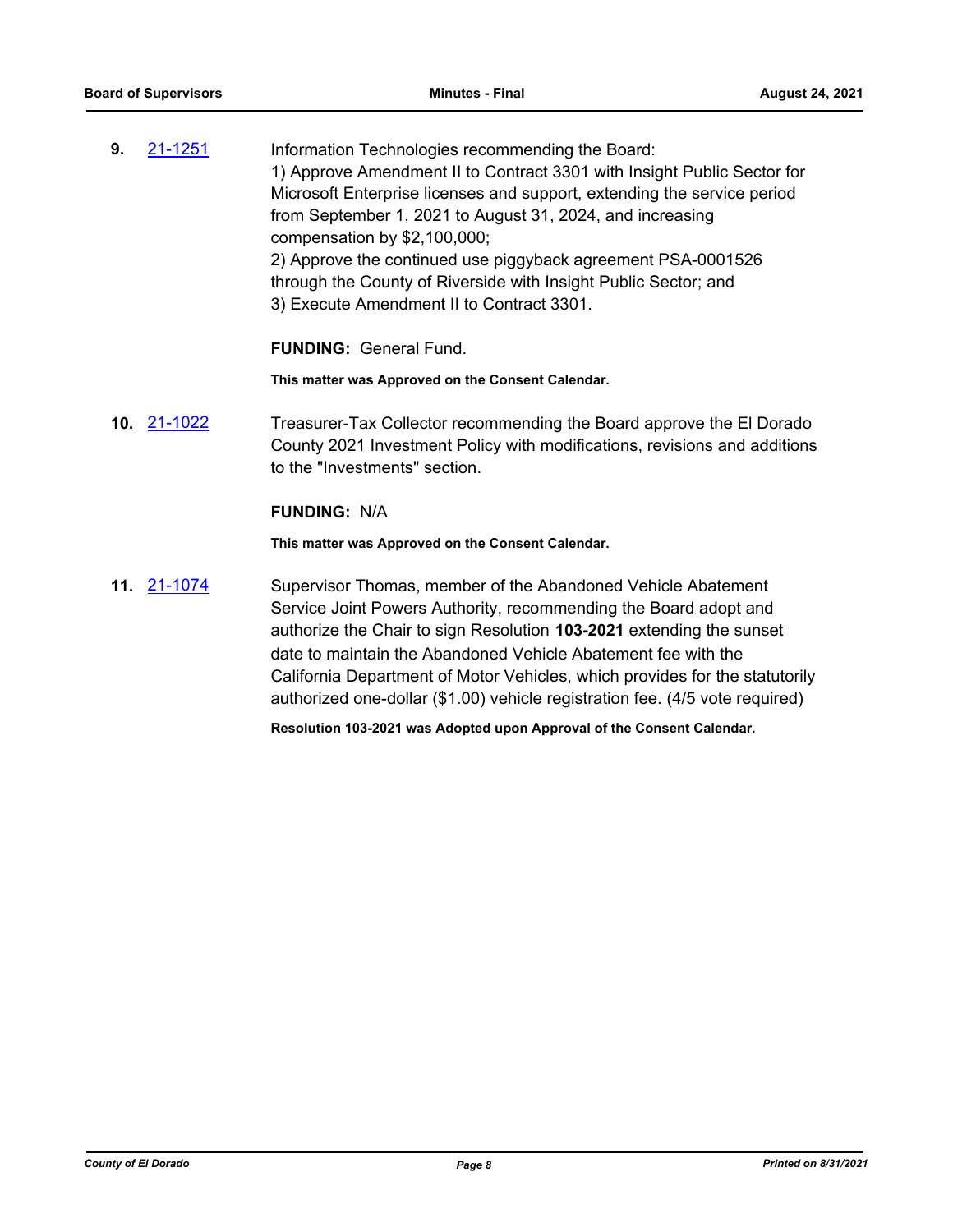**9.** 21-1251

Information Technologies recommending the Board:
1) Approve Amendment II to Contract 3301 with Insight Public Sector for Microsoft Enterprise licenses and support, extending the service period from September 1, 2021 to August 31, 2024, and increasing compensation by $2,100,000;
2) Approve the continued use piggyback agreement PSA-0001526 through the County of Riverside with Insight Public Sector; and
3) Execute Amendment II to Contract 3301.

**FUNDING:** General Fund.

**This matter was Approved on the Consent Calendar.**

**10.** 21-1022

Treasurer-Tax Collector recommending the Board approve the El Dorado County 2021 Investment Policy with modifications, revisions and additions to the "Investments" section.

**FUNDING:** N/A

**This matter was Approved on the Consent Calendar.**

**11.** 21-1074

Supervisor Thomas, member of the Abandoned Vehicle Abatement Service Joint Powers Authority, recommending the Board adopt and authorize the Chair to sign Resolution **103-2021** extending the sunset date to maintain the Abandoned Vehicle Abatement fee with the California Department of Motor Vehicles, which provides for the statutorily authorized one-dollar ($1.00) vehicle registration fee. (4/5 vote required)

**Resolution 103-2021 was Adopted upon Approval of the Consent Calendar.**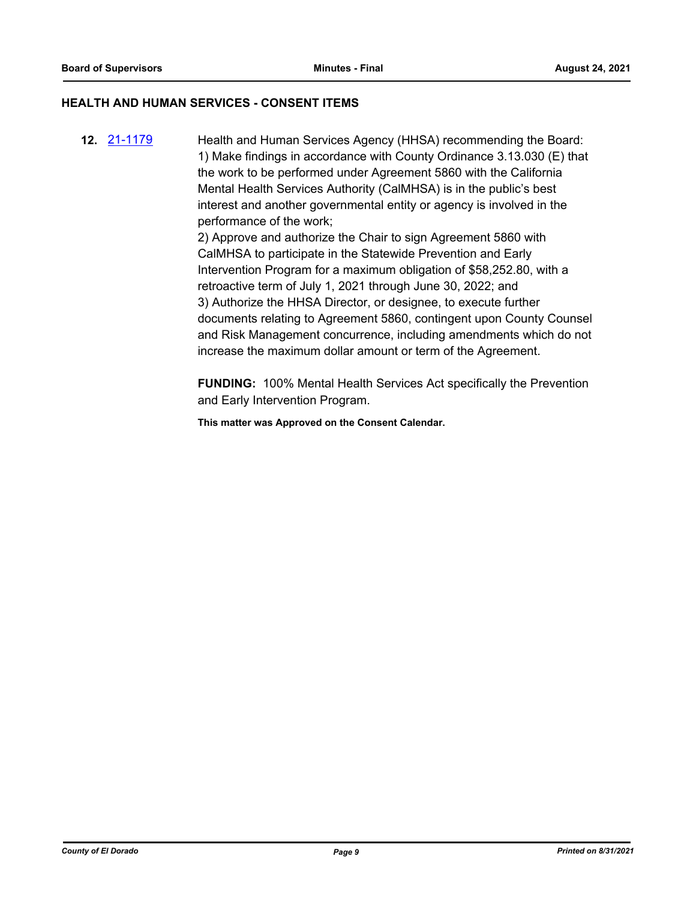## HEALTH AND HUMAN SERVICES - CONSENT ITEMS

**12.** [21-1179](21-1179) Health and Human Services Agency (HHSA) recommending the Board:
1) Make findings in accordance with County Ordinance 3.13.030 (E) that the work to be performed under Agreement 5860 with the California Mental Health Services Authority (CalMHSA) is in the public's best interest and another governmental entity or agency is involved in the performance of the work;
2) Approve and authorize the Chair to sign Agreement 5860 with CalMHSA to participate in the Statewide Prevention and Early Intervention Program for a maximum obligation of $58,252.80, with a retroactive term of July 1, 2021 through June 30, 2022; and
3) Authorize the HHSA Director, or designee, to execute further documents relating to Agreement 5860, contingent upon County Counsel and Risk Management concurrence, including amendments which do not increase the maximum dollar amount or term of the Agreement.

**FUNDING:** 100% Mental Health Services Act specifically the Prevention and Early Intervention Program.

**This matter was Approved on the Consent Calendar.**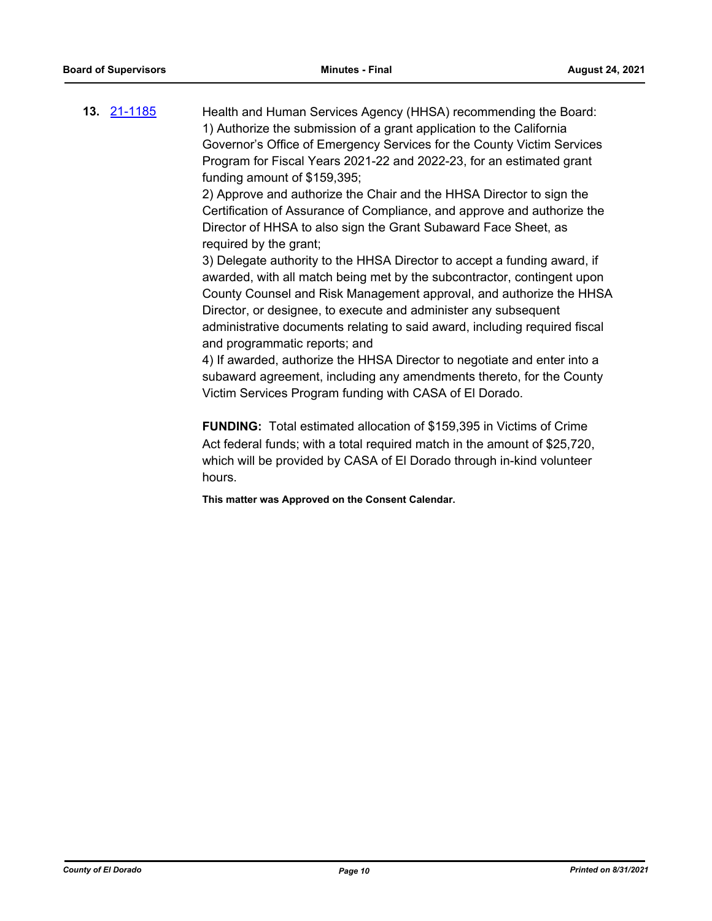**13.** [21-1185](21-1185)

Health and Human Services Agency (HHSA) recommending the Board:
1) Authorize the submission of a grant application to the California Governor's Office of Emergency Services for the County Victim Services Program for Fiscal Years 2021-22 and 2022-23, for an estimated grant funding amount of $159,395;
2) Approve and authorize the Chair and the HHSA Director to sign the Certification of Assurance of Compliance, and approve and authorize the Director of HHSA to also sign the Grant Subaward Face Sheet, as required by the grant;
3) Delegate authority to the HHSA Director to accept a funding award, if awarded, with all match being met by the subcontractor, contingent upon County Counsel and Risk Management approval, and authorize the HHSA Director, or designee, to execute and administer any subsequent administrative documents relating to said award, including required fiscal and programmatic reports; and
4) If awarded, authorize the HHSA Director to negotiate and enter into a subaward agreement, including any amendments thereto, for the County Victim Services Program funding with CASA of El Dorado.

**FUNDING:** Total estimated allocation of $159,395 in Victims of Crime Act federal funds; with a total required match in the amount of $25,720, which will be provided by CASA of El Dorado through in-kind volunteer hours.

**This matter was Approved on the Consent Calendar.**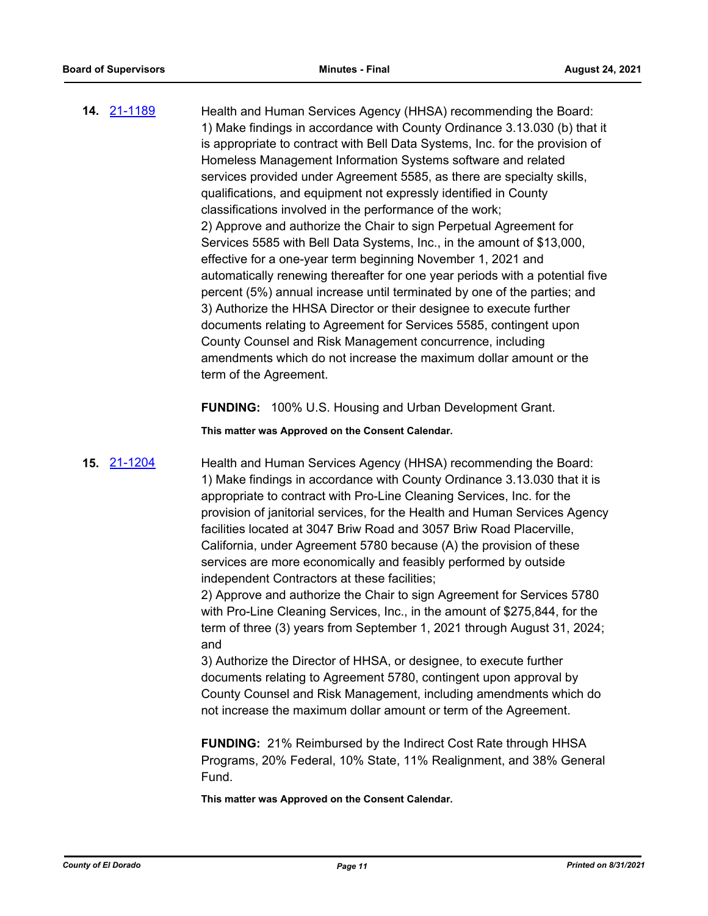**14.** 21-1189

Health and Human Services Agency (HHSA) recommending the Board:
1) Make findings in accordance with County Ordinance 3.13.030 (b) that it is appropriate to contract with Bell Data Systems, Inc. for the provision of Homeless Management Information Systems software and related services provided under Agreement 5585, as there are specialty skills, qualifications, and equipment not expressly identified in County classifications involved in the performance of the work;
2) Approve and authorize the Chair to sign Perpetual Agreement for Services 5585 with Bell Data Systems, Inc., in the amount of $13,000, effective for a one-year term beginning November 1, 2021 and automatically renewing thereafter for one year periods with a potential five percent (5%) annual increase until terminated by one of the parties; and
3) Authorize the HHSA Director or their designee to execute further documents relating to Agreement for Services 5585, contingent upon County Counsel and Risk Management concurrence, including amendments which do not increase the maximum dollar amount or the term of the Agreement.

**FUNDING:** 100% U.S. Housing and Urban Development Grant.

**This matter was Approved on the Consent Calendar.**

**15.** 21-1204

Health and Human Services Agency (HHSA) recommending the Board:
1) Make findings in accordance with County Ordinance 3.13.030 that it is appropriate to contract with Pro-Line Cleaning Services, Inc. for the provision of janitorial services, for the Health and Human Services Agency facilities located at 3047 Briw Road and 3057 Briw Road Placerville, California, under Agreement 5780 because (A) the provision of these services are more economically and feasibly performed by outside independent Contractors at these facilities;
2) Approve and authorize the Chair to sign Agreement for Services 5780 with Pro-Line Cleaning Services, Inc., in the amount of $275,844, for the term of three (3) years from September 1, 2021 through August 31, 2024; and
3) Authorize the Director of HHSA, or designee, to execute further documents relating to Agreement 5780, contingent upon approval by County Counsel and Risk Management, including amendments which do not increase the maximum dollar amount or term of the Agreement.

**FUNDING:** 21% Reimbursed by the Indirect Cost Rate through HHSA Programs, 20% Federal, 10% State, 11% Realignment, and 38% General Fund.

**This matter was Approved on the Consent Calendar.**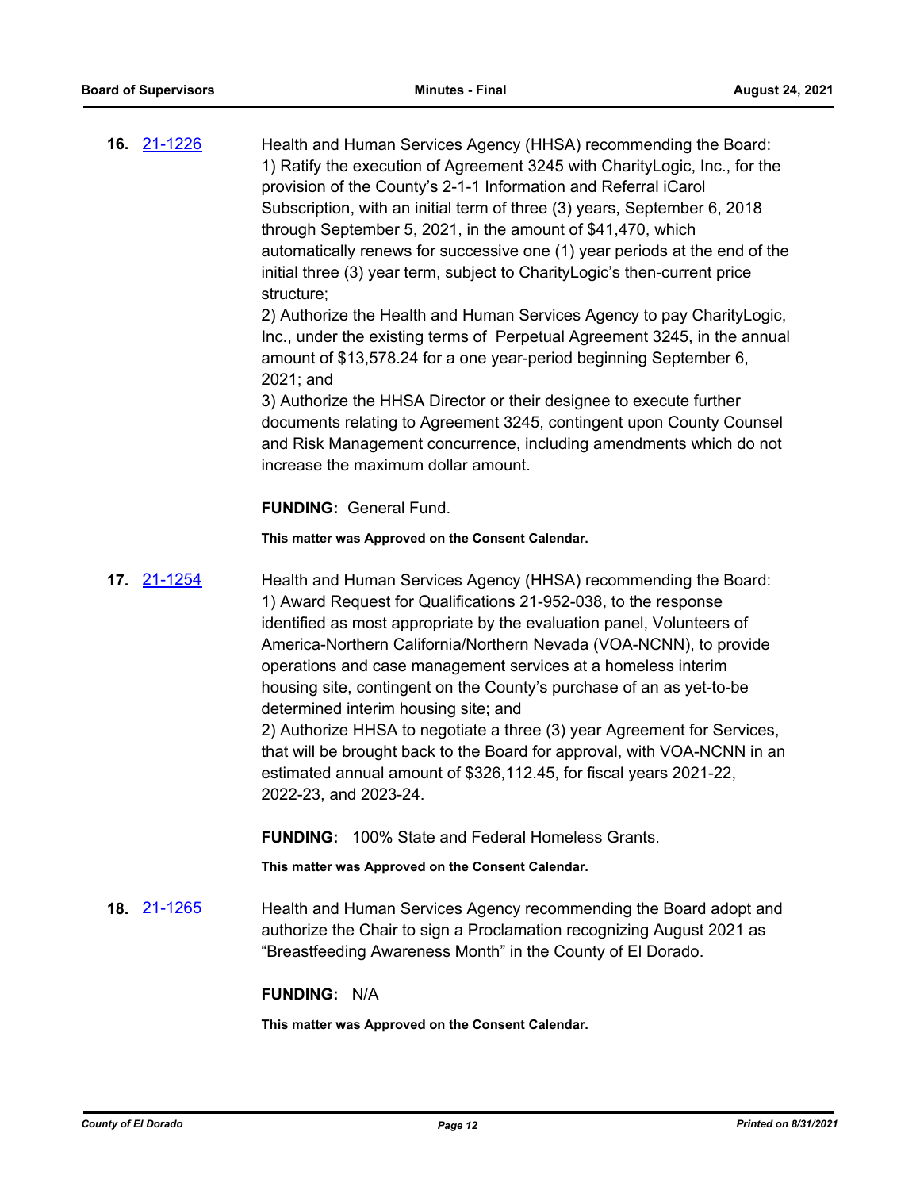**16.** [21-1226](21-1226)

Health and Human Services Agency (HHSA) recommending the Board:
1) Ratify the execution of Agreement 3245 with CharityLogic, Inc., for the provision of the County's 2-1-1 Information and Referral iCarol Subscription, with an initial term of three (3) years, September 6, 2018 through September 5, 2021, in the amount of $41,470, which automatically renews for successive one (1) year periods at the end of the initial three (3) year term, subject to CharityLogic's then-current price structure;
2) Authorize the Health and Human Services Agency to pay CharityLogic, Inc., under the existing terms of Perpetual Agreement 3245, in the annual amount of $13,578.24 for a one year-period beginning September 6, 2021; and
3) Authorize the HHSA Director or their designee to execute further documents relating to Agreement 3245, contingent upon County Counsel and Risk Management concurrence, including amendments which do not increase the maximum dollar amount.

**FUNDING:** General Fund.

**This matter was Approved on the Consent Calendar.**

**17.** [21-1254](21-1254)

Health and Human Services Agency (HHSA) recommending the Board:
1) Award Request for Qualifications 21-952-038, to the response identified as most appropriate by the evaluation panel, Volunteers of America-Northern California/Northern Nevada (VOA-NCNN), to provide operations and case management services at a homeless interim housing site, contingent on the County's purchase of an as yet-to-be determined interim housing site; and
2) Authorize HHSA to negotiate a three (3) year Agreement for Services, that will be brought back to the Board for approval, with VOA-NCNN in an estimated annual amount of $326,112.45, for fiscal years 2021-22, 2022-23, and 2023-24.

**FUNDING:** 100% State and Federal Homeless Grants.

**This matter was Approved on the Consent Calendar.**

**18.** [21-1265](21-1265)

Health and Human Services Agency recommending the Board adopt and authorize the Chair to sign a Proclamation recognizing August 2021 as "Breastfeeding Awareness Month" in the County of El Dorado.

**FUNDING:** N/A

**This matter was Approved on the Consent Calendar.**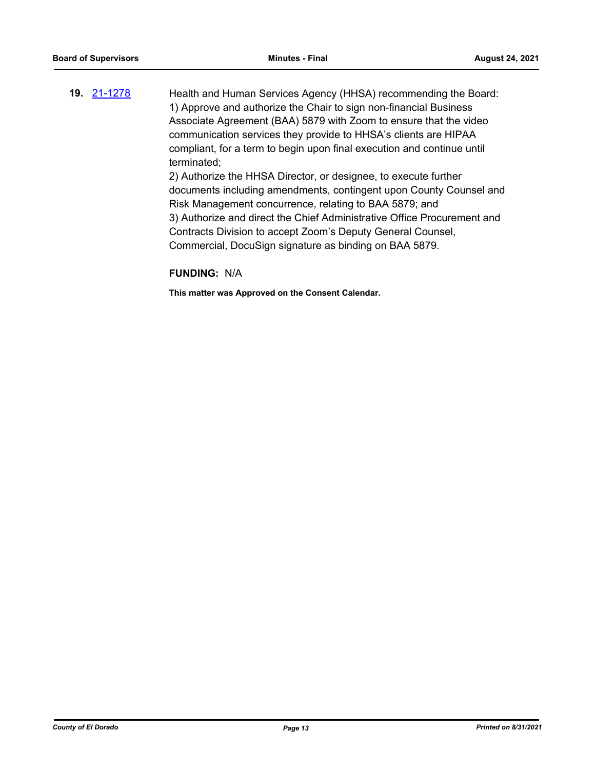**19.** [21-1278](21-1278)

Health and Human Services Agency (HHSA) recommending the Board:
1) Approve and authorize the Chair to sign non-financial Business Associate Agreement (BAA) 5879 with Zoom to ensure that the video communication services they provide to HHSA's clients are HIPAA compliant, for a term to begin upon final execution and continue until terminated;
2) Authorize the HHSA Director, or designee, to execute further documents including amendments, contingent upon County Counsel and Risk Management concurrence, relating to BAA 5879; and
3) Authorize and direct the Chief Administrative Office Procurement and Contracts Division to accept Zoom's Deputy General Counsel, Commercial, DocuSign signature as binding on BAA 5879.

**FUNDING:** N/A

**This matter was Approved on the Consent Calendar.**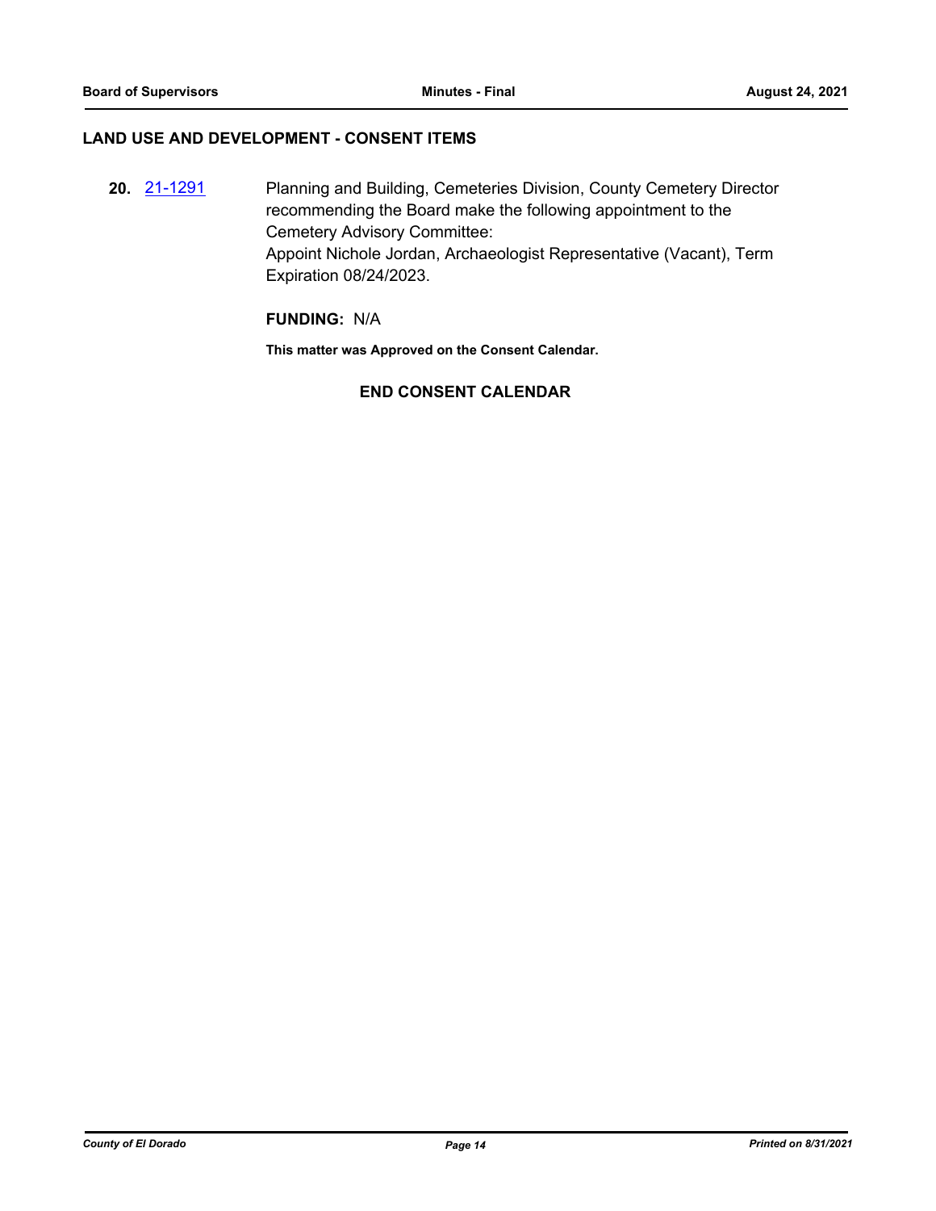## LAND USE AND DEVELOPMENT - CONSENT ITEMS

**20.** [21-1291](21-1291) Planning and Building, Cemeteries Division, County Cemetery Director recommending the Board make the following appointment to the Cemetery Advisory Committee:
Appoint Nichole Jordan, Archaeologist Representative (Vacant), Term Expiration 08/24/2023.

**FUNDING:** N/A

**This matter was Approved on the Consent Calendar.**

**END CONSENT CALENDAR**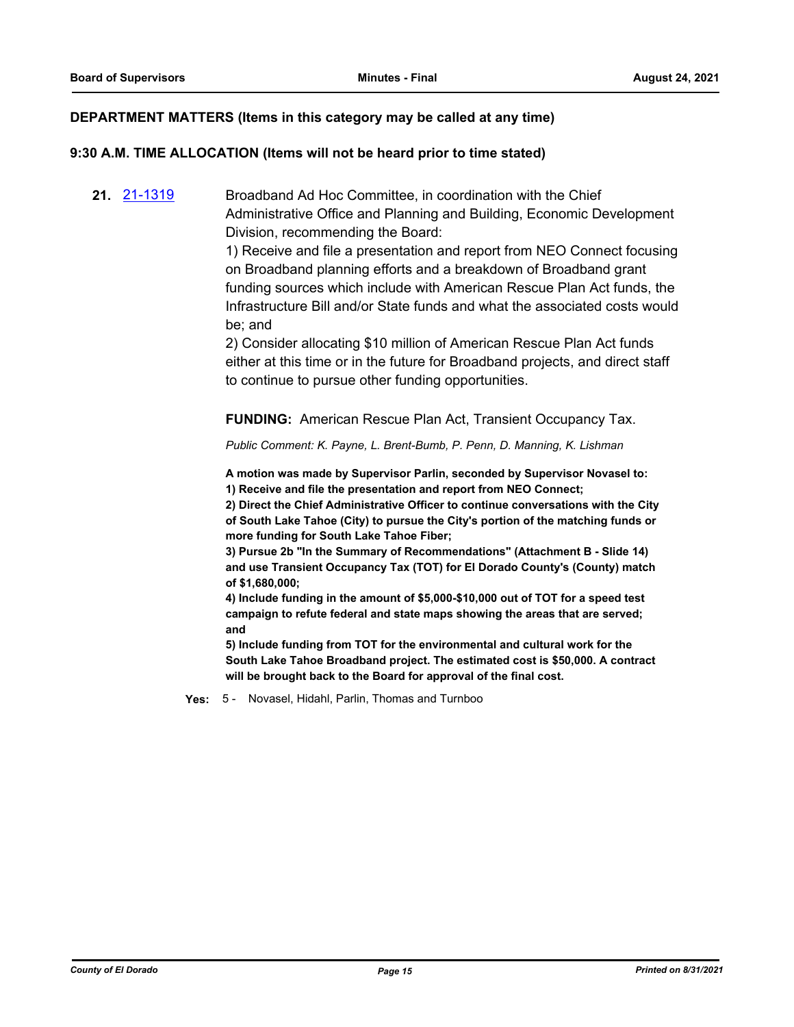## DEPARTMENT MATTERS (Items in this category may be called at any time)

## 9:30 A.M. TIME ALLOCATION (Items will not be heard prior to time stated)

**21.** 21-1319

Broadband Ad Hoc Committee, in coordination with the Chief Administrative Office and Planning and Building, Economic Development Division, recommending the Board:

1) Receive and file a presentation and report from NEO Connect focusing on Broadband planning efforts and a breakdown of Broadband grant funding sources which include with American Rescue Plan Act funds, the Infrastructure Bill and/or State funds and what the associated costs would be; and

2) Consider allocating $10 million of American Rescue Plan Act funds either at this time or in the future for Broadband projects, and direct staff to continue to pursue other funding opportunities.

**FUNDING:** American Rescue Plan Act, Transient Occupancy Tax.

*Public Comment: K. Payne, L. Brent-Bumb, P. Penn, D. Manning, K. Lishman*

**A motion was made by Supervisor Parlin, seconded by Supervisor Novasel to:**
**1) Receive and file the presentation and report from NEO Connect;**
**2) Direct the Chief Administrative Officer to continue conversations with the City of South Lake Tahoe (City) to pursue the City's portion of the matching funds or more funding for South Lake Tahoe Fiber;**
**3) Pursue 2b "In the Summary of Recommendations" (Attachment B - Slide 14) and use Transient Occupancy Tax (TOT) for El Dorado County's (County) match of $1,680,000;**
**4) Include funding in the amount of $5,000-$10,000 out of TOT for a speed test campaign to refute federal and state maps showing the areas that are served; and**
**5) Include funding from TOT for the environmental and cultural work for the South Lake Tahoe Broadband project. The estimated cost is $50,000. A contract will be brought back to the Board for approval of the final cost.**

**Yes:** 5 - Novasel, Hidahl, Parlin, Thomas and Turnboo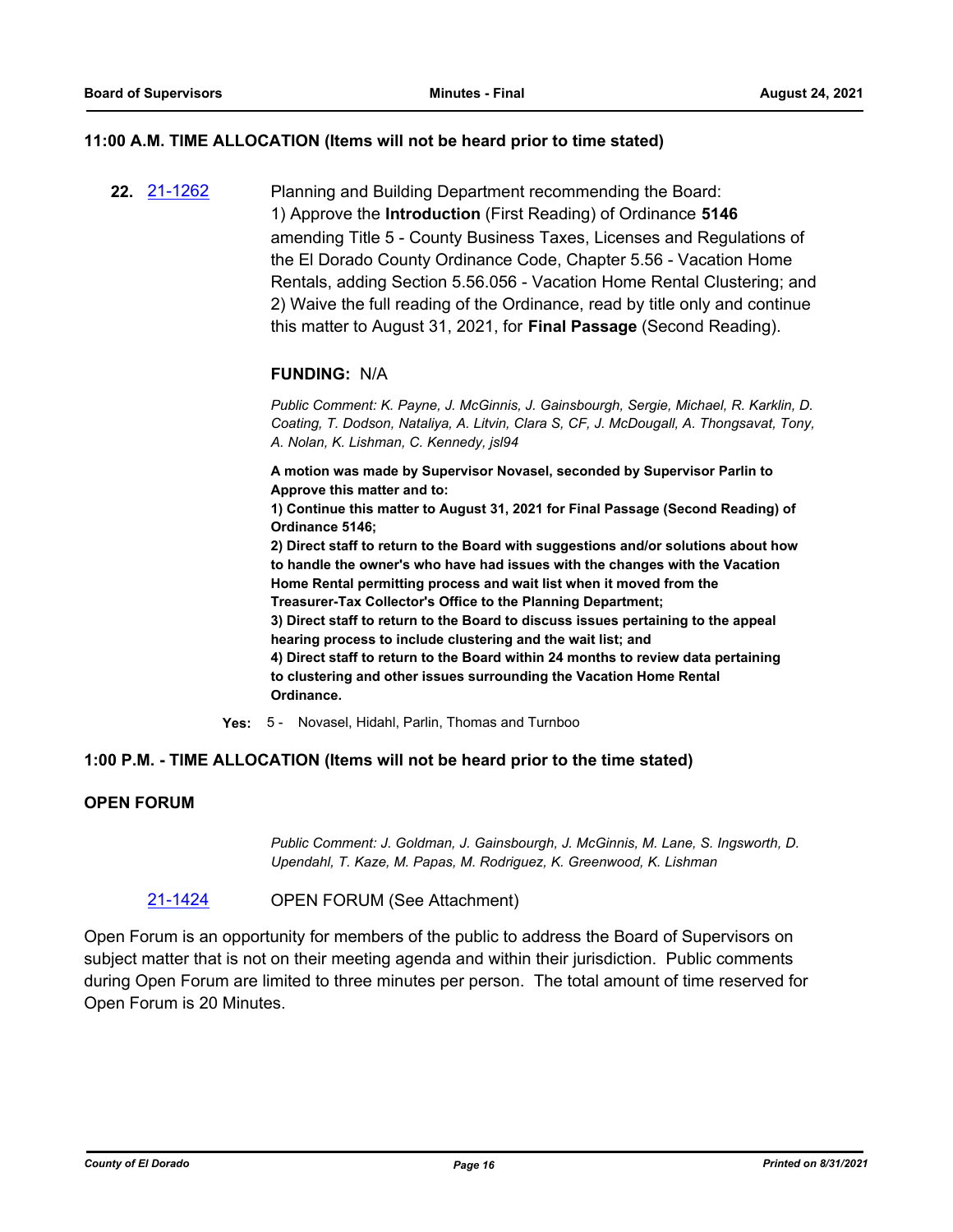### 11:00 A.M. TIME ALLOCATION (Items will not be heard prior to time stated)

**22.** [21-1262](21-1262) Planning and Building Department recommending the Board:
1) Approve the **Introduction** (First Reading) of Ordinance **5146** amending Title 5 - County Business Taxes, Licenses and Regulations of the El Dorado County Ordinance Code, Chapter 5.56 - Vacation Home Rentals, adding Section 5.56.056 - Vacation Home Rental Clustering; and
2) Waive the full reading of the Ordinance, read by title only and continue this matter to August 31, 2021, for **Final Passage** (Second Reading).

**FUNDING:** N/A

*Public Comment: K. Payne, J. McGinnis, J. Gainsbourgh, Sergie, Michael, R. Karklin, D. Coating, T. Dodson, Nataliya, A. Litvin, Clara S, CF, J. McDougall, A. Thongsavat, Tony, A. Nolan, K. Lishman, C. Kennedy, jsl94*

**A motion was made by Supervisor Novasel, seconded by Supervisor Parlin to Approve this matter and to:**
**1) Continue this matter to August 31, 2021 for Final Passage (Second Reading) of Ordinance 5146;**
**2) Direct staff to return to the Board with suggestions and/or solutions about how to handle the owner's who have had issues with the changes with the Vacation Home Rental permitting process and wait list when it moved from the Treasurer-Tax Collector's Office to the Planning Department;**
**3) Direct staff to return to the Board to discuss issues pertaining to the appeal hearing process to include clustering and the wait list; and**
**4) Direct staff to return to the Board within 24 months to review data pertaining to clustering and other issues surrounding the Vacation Home Rental Ordinance.**

**Yes:** 5 - Novasel, Hidahl, Parlin, Thomas and Turnboo

### 1:00 P.M. - TIME ALLOCATION (Items will not be heard prior to the time stated)

### OPEN FORUM

*Public Comment: J. Goldman, J. Gainsbourgh, J. McGinnis, M. Lane, S. Ingsworth, D. Upendahl, T. Kaze, M. Papas, M. Rodriguez, K. Greenwood, K. Lishman*

[21-1424](21-1424) OPEN FORUM (See Attachment)

Open Forum is an opportunity for members of the public to address the Board of Supervisors on subject matter that is not on their meeting agenda and within their jurisdiction. Public comments during Open Forum are limited to three minutes per person. The total amount of time reserved for Open Forum is 20 Minutes.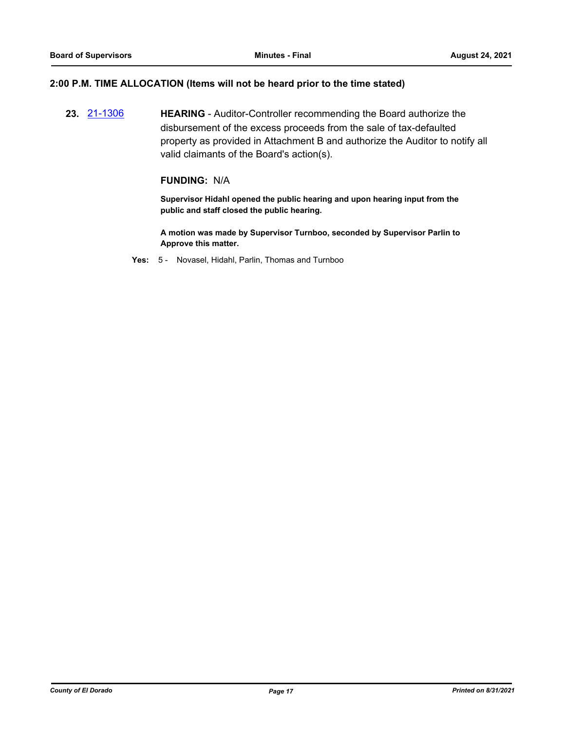## 2:00 P.M. TIME ALLOCATION (Items will not be heard prior to the time stated)

**23.** [21-1306](21-1306) **HEARING** - Auditor-Controller recommending the Board authorize the disbursement of the excess proceeds from the sale of tax-defaulted property as provided in Attachment B and authorize the Auditor to notify all valid claimants of the Board's action(s).

**FUNDING:** N/A

**Supervisor Hidahl opened the public hearing and upon hearing input from the public and staff closed the public hearing.**

**A motion was made by Supervisor Turnboo, seconded by Supervisor Parlin to Approve this matter.**

**Yes:** 5 - Novasel, Hidahl, Parlin, Thomas and Turnboo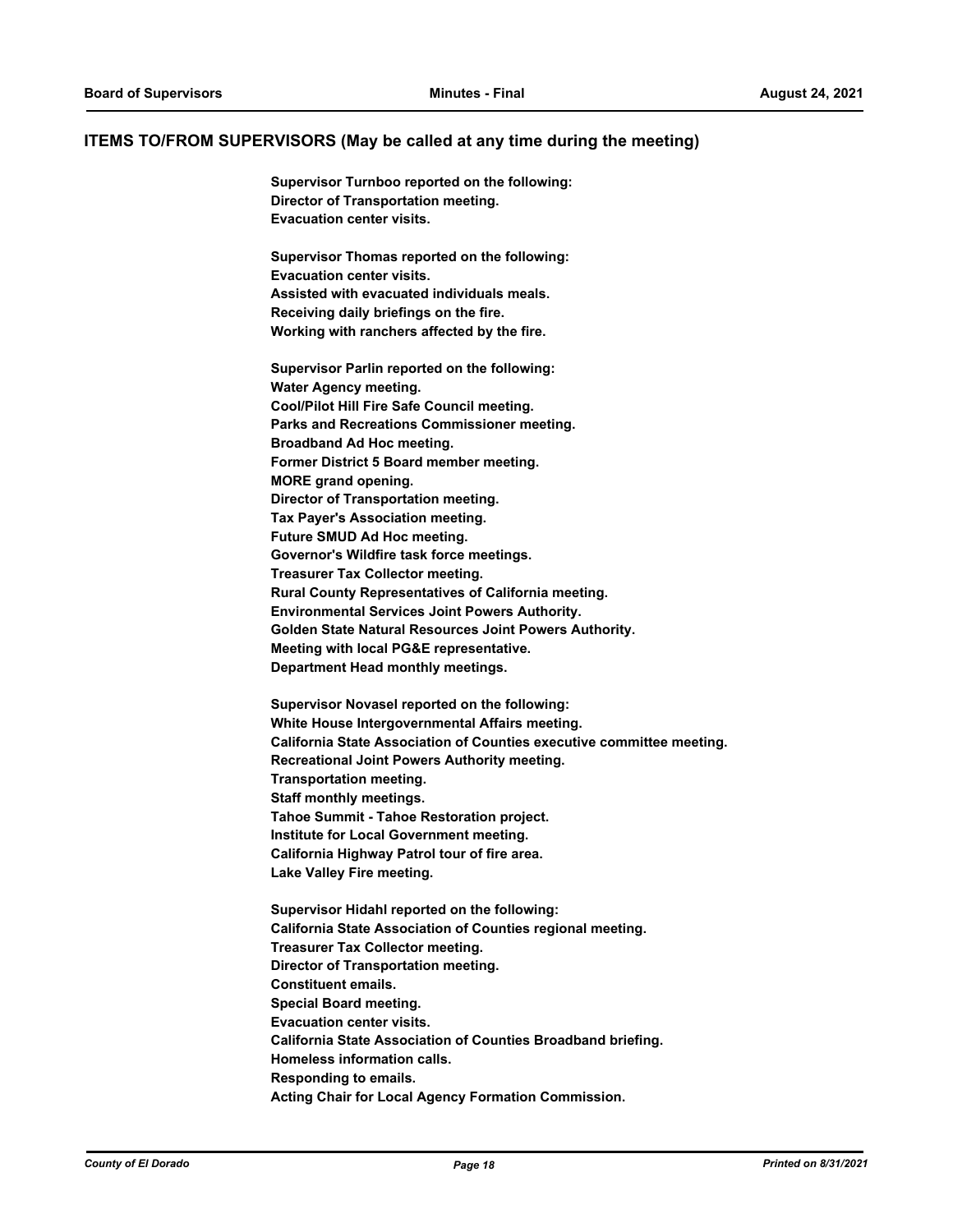## ITEMS TO/FROM SUPERVISORS (May be called at any time during the meeting)

**Supervisor Turnboo reported on the following:**
**Director of Transportation meeting.**
**Evacuation center visits.**

**Supervisor Thomas reported on the following:**
**Evacuation center visits.**
**Assisted with evacuated individuals meals.**
**Receiving daily briefings on the fire.**
**Working with ranchers affected by the fire.**

**Supervisor Parlin reported on the following:**
**Water Agency meeting.**
**Cool/Pilot Hill Fire Safe Council meeting.**
**Parks and Recreations Commissioner meeting.**
**Broadband Ad Hoc meeting.**
**Former District 5 Board member meeting.**
**MORE grand opening.**
**Director of Transportation meeting.**
**Tax Payer's Association meeting.**
**Future SMUD Ad Hoc meeting.**
**Governor's Wildfire task force meetings.**
**Treasurer Tax Collector meeting.**
**Rural County Representatives of California meeting.**
**Environmental Services Joint Powers Authority.**
**Golden State Natural Resources Joint Powers Authority.**
**Meeting with local PG&E representative.**
**Department Head monthly meetings.**

**Supervisor Novasel reported on the following:**
**White House Intergovernmental Affairs meeting.**
**California State Association of Counties executive committee meeting.**
**Recreational Joint Powers Authority meeting.**
**Transportation meeting.**
**Staff monthly meetings.**
**Tahoe Summit - Tahoe Restoration project.**
**Institute for Local Government meeting.**
**California Highway Patrol tour of fire area.**
**Lake Valley Fire meeting.**

**Supervisor Hidahl reported on the following:**
**California State Association of Counties regional meeting.**
**Treasurer Tax Collector meeting.**
**Director of Transportation meeting.**
**Constituent emails.**
**Special Board meeting.**
**Evacuation center visits.**
**California State Association of Counties Broadband briefing.**
**Homeless information calls.**
**Responding to emails.**
**Acting Chair for Local Agency Formation Commission.**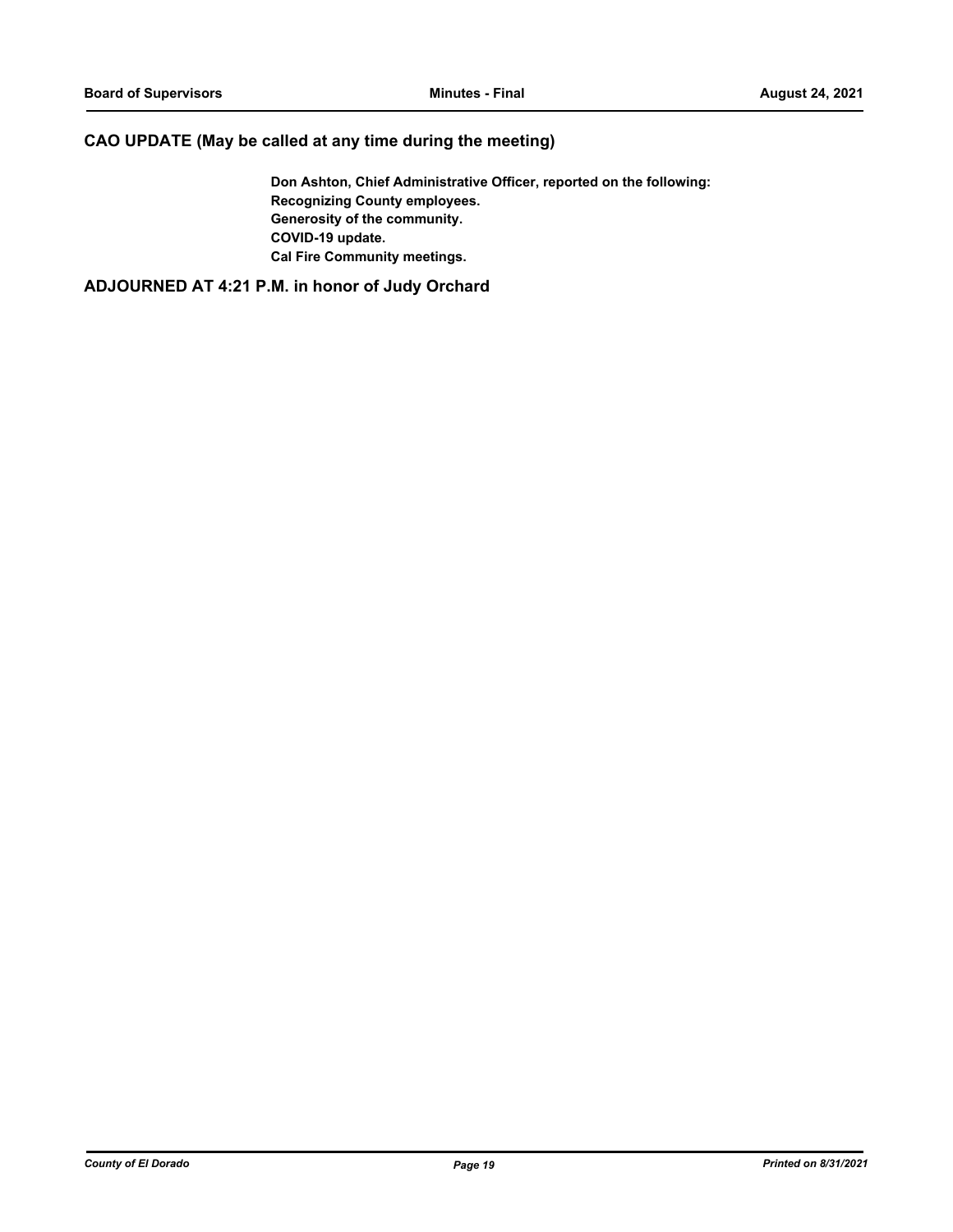## CAO UPDATE (May be called at any time during the meeting)

**Don Ashton, Chief Administrative Officer, reported on the following:**
**Recognizing County employees.**
**Generosity of the community.**
**COVID-19 update.**
**Cal Fire Community meetings.**

## ADJOURNED AT 4:21 P.M. in honor of Judy Orchard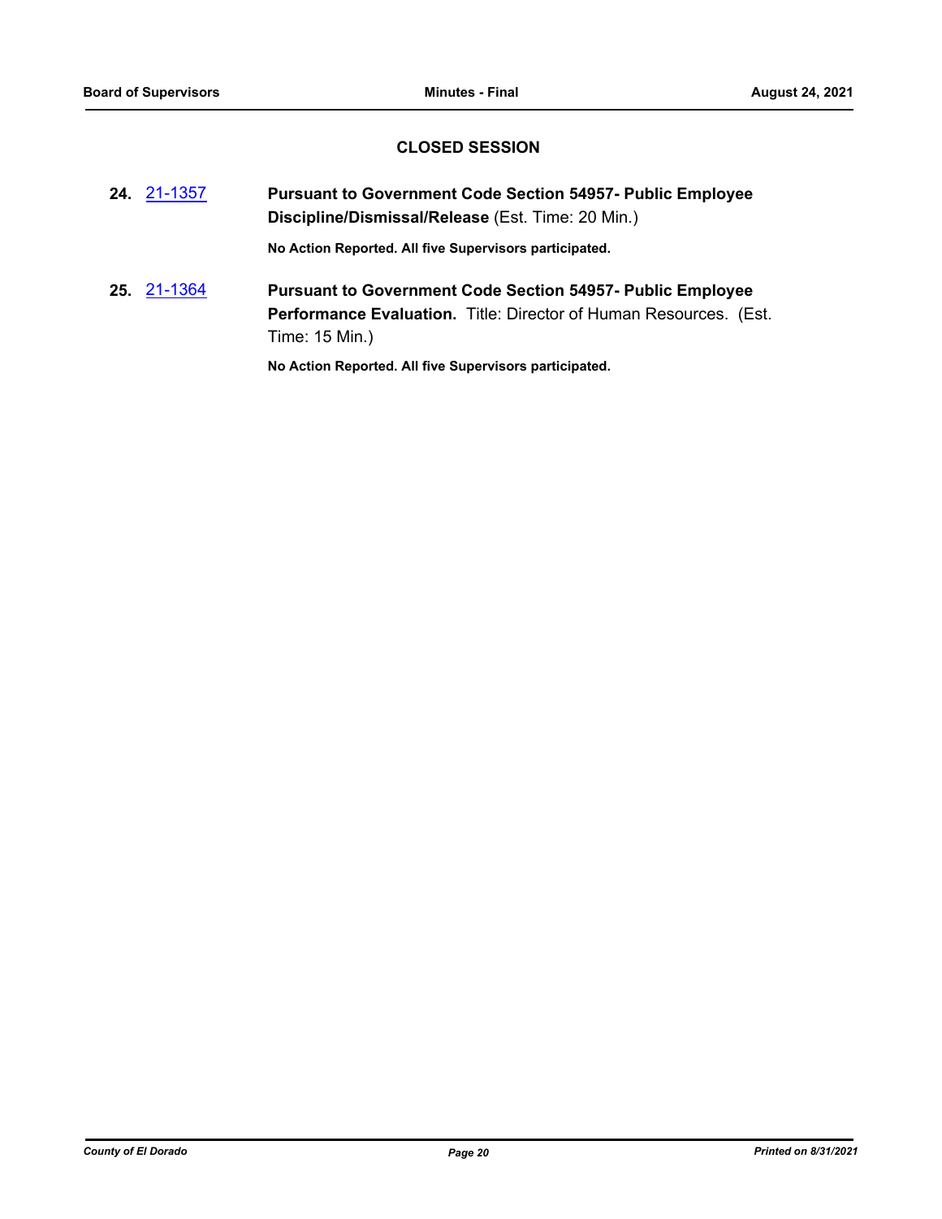## CLOSED SESSION

**24.** 21-1357 **Pursuant to Government Code Section 54957- Public Employee Discipline/Dismissal/Release** (Est. Time: 20 Min.)

**No Action Reported. All five Supervisors participated.**

**25.** 21-1364 **Pursuant to Government Code Section 54957- Public Employee Performance Evaluation.** Title: Director of Human Resources. (Est. Time: 15 Min.)

**No Action Reported. All five Supervisors participated.**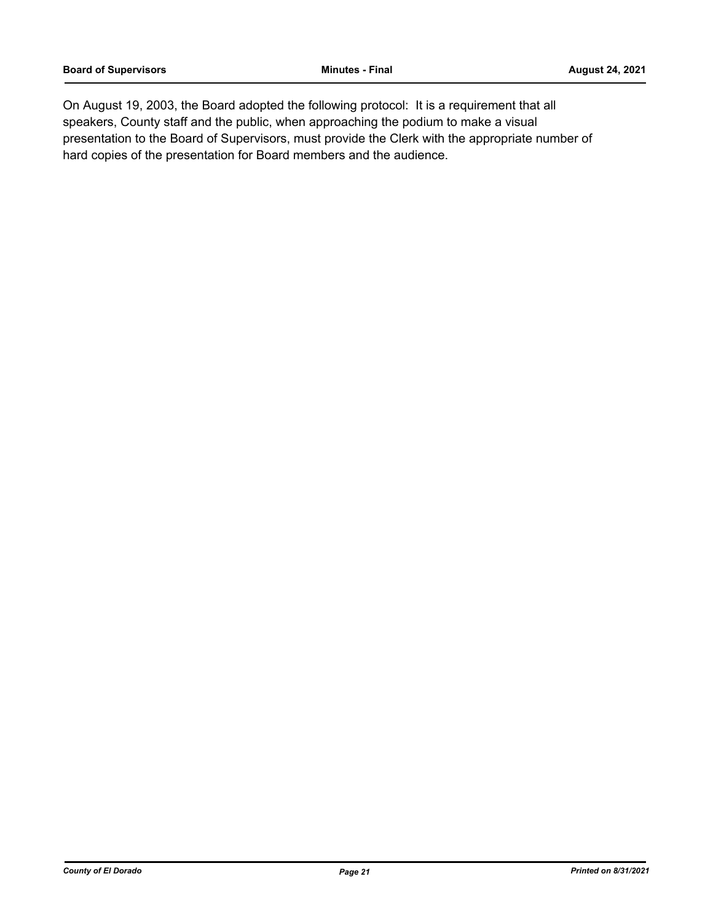On August 19, 2003, the Board adopted the following protocol: It is a requirement that all speakers, County staff and the public, when approaching the podium to make a visual presentation to the Board of Supervisors, must provide the Clerk with the appropriate number of hard copies of the presentation for Board members and the audience.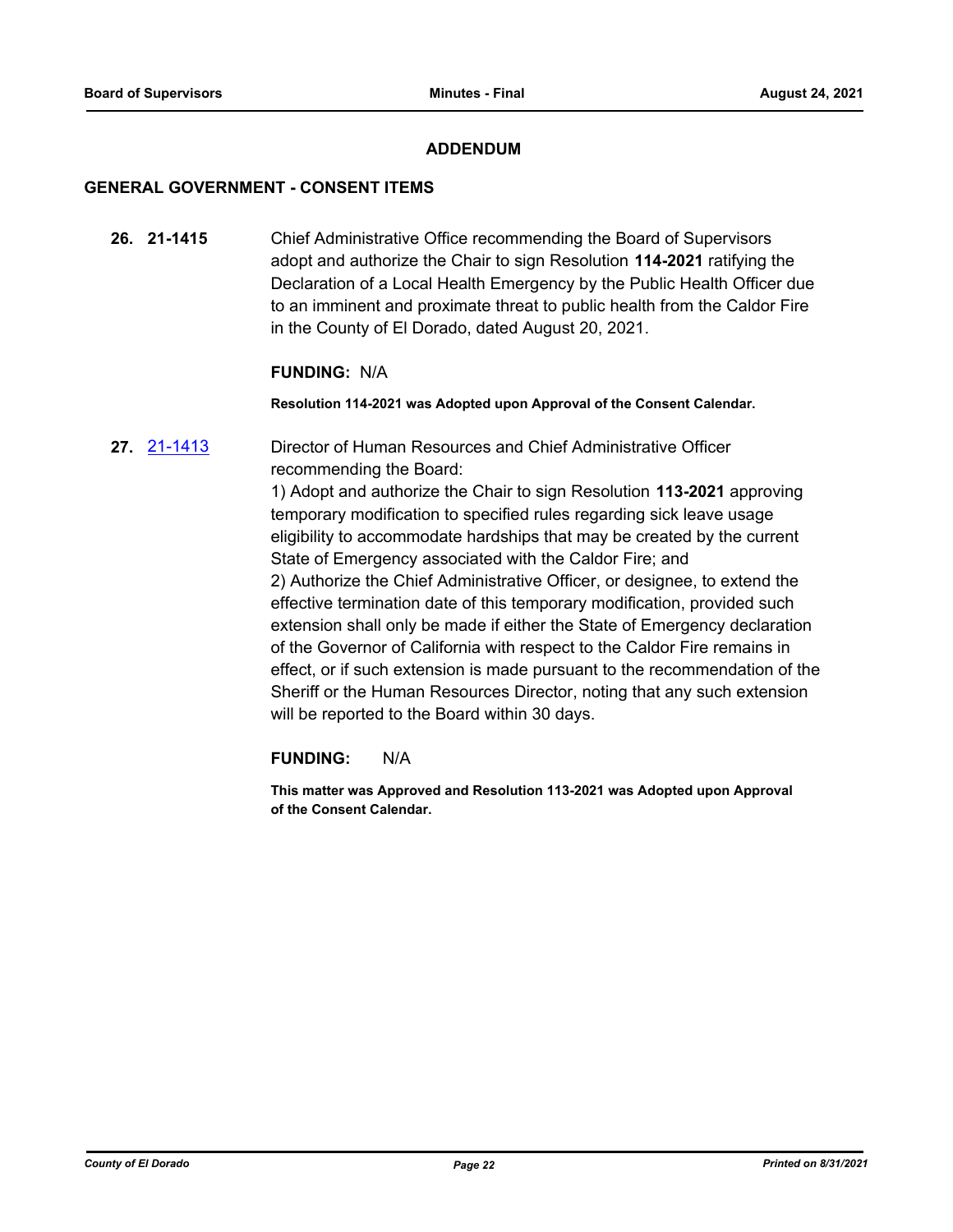## ADDENDUM

### GENERAL GOVERNMENT - CONSENT ITEMS

**26. 21-1415** Chief Administrative Office recommending the Board of Supervisors adopt and authorize the Chair to sign Resolution **114-2021** ratifying the Declaration of a Local Health Emergency by the Public Health Officer due to an imminent and proximate threat to public health from the Caldor Fire in the County of El Dorado, dated August 20, 2021.

**FUNDING:** N/A

**Resolution 114-2021 was Adopted upon Approval of the Consent Calendar.**

**27. 21-1413** Director of Human Resources and Chief Administrative Officer recommending the Board:

1) Adopt and authorize the Chair to sign Resolution **113-2021** approving temporary modification to specified rules regarding sick leave usage eligibility to accommodate hardships that may be created by the current State of Emergency associated with the Caldor Fire; and

2) Authorize the Chief Administrative Officer, or designee, to extend the effective termination date of this temporary modification, provided such extension shall only be made if either the State of Emergency declaration of the Governor of California with respect to the Caldor Fire remains in effect, or if such extension is made pursuant to the recommendation of the Sheriff or the Human Resources Director, noting that any such extension will be reported to the Board within 30 days.

**FUNDING:** N/A

**This matter was Approved and Resolution 113-2021 was Adopted upon Approval of the Consent Calendar.**